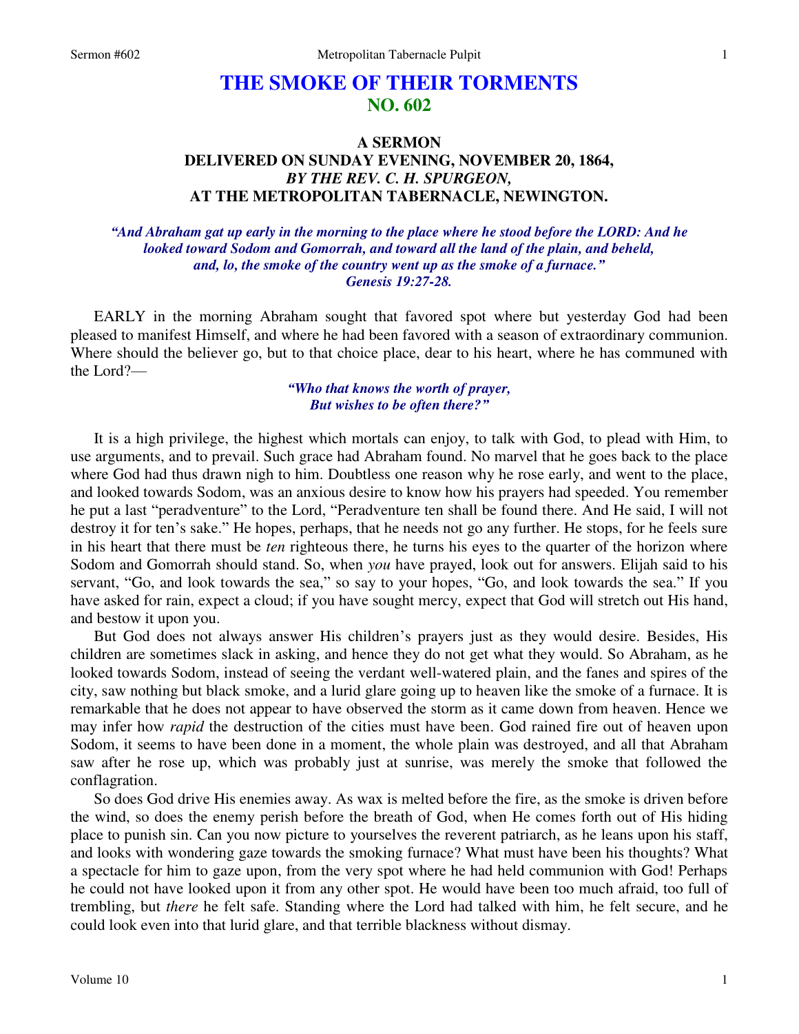# THE SMOKE OF THEIR TORMENTS
## NO. 602

### A SERMON
### DELIVERED ON SUNDAY EVENING, NOVEMBER 20, 1864,
### *BY THE REV. C. H. SPURGEON,*
### AT THE METROPOLITAN TABERNACLE, NEWINGTON.

*"And Abraham gat up early in the morning to the place where he stood before the LORD: And he looked toward Sodom and Gomorrah, and toward all the land of the plain, and beheld, and, lo, the smoke of the country went up as the smoke of a furnace." Genesis 19:27-28.*

EARLY in the morning Abraham sought that favored spot where but yesterday God had been pleased to manifest Himself, and where he had been favored with a season of extraordinary communion. Where should the believer go, but to that choice place, dear to his heart, where he has communed with the Lord?—

*"Who that knows the worth of prayer,*
*But wishes to be often there?"*

It is a high privilege, the highest which mortals can enjoy, to talk with God, to plead with Him, to use arguments, and to prevail. Such grace had Abraham found. No marvel that he goes back to the place where God had thus drawn nigh to him. Doubtless one reason why he rose early, and went to the place, and looked towards Sodom, was an anxious desire to know how his prayers had speeded. You remember he put a last "peradventure" to the Lord, "Peradventure ten shall be found there. And He said, I will not destroy it for ten's sake." He hopes, perhaps, that he needs not go any further. He stops, for he feels sure in his heart that there must be *ten* righteous there, he turns his eyes to the quarter of the horizon where Sodom and Gomorrah should stand. So, when *you* have prayed, look out for answers. Elijah said to his servant, "Go, and look towards the sea," so say to your hopes, "Go, and look towards the sea." If you have asked for rain, expect a cloud; if you have sought mercy, expect that God will stretch out His hand, and bestow it upon you.

But God does not always answer His children's prayers just as they would desire. Besides, His children are sometimes slack in asking, and hence they do not get what they would. So Abraham, as he looked towards Sodom, instead of seeing the verdant well-watered plain, and the fanes and spires of the city, saw nothing but black smoke, and a lurid glare going up to heaven like the smoke of a furnace. It is remarkable that he does not appear to have observed the storm as it came down from heaven. Hence we may infer how *rapid* the destruction of the cities must have been. God rained fire out of heaven upon Sodom, it seems to have been done in a moment, the whole plain was destroyed, and all that Abraham saw after he rose up, which was probably just at sunrise, was merely the smoke that followed the conflagration.

So does God drive His enemies away. As wax is melted before the fire, as the smoke is driven before the wind, so does the enemy perish before the breath of God, when He comes forth out of His hiding place to punish sin. Can you now picture to yourselves the reverent patriarch, as he leans upon his staff, and looks with wondering gaze towards the smoking furnace? What must have been his thoughts? What a spectacle for him to gaze upon, from the very spot where he had held communion with God! Perhaps he could not have looked upon it from any other spot. He would have been too much afraid, too full of trembling, but *there* he felt safe. Standing where the Lord had talked with him, he felt secure, and he could look even into that lurid glare, and that terrible blackness without dismay.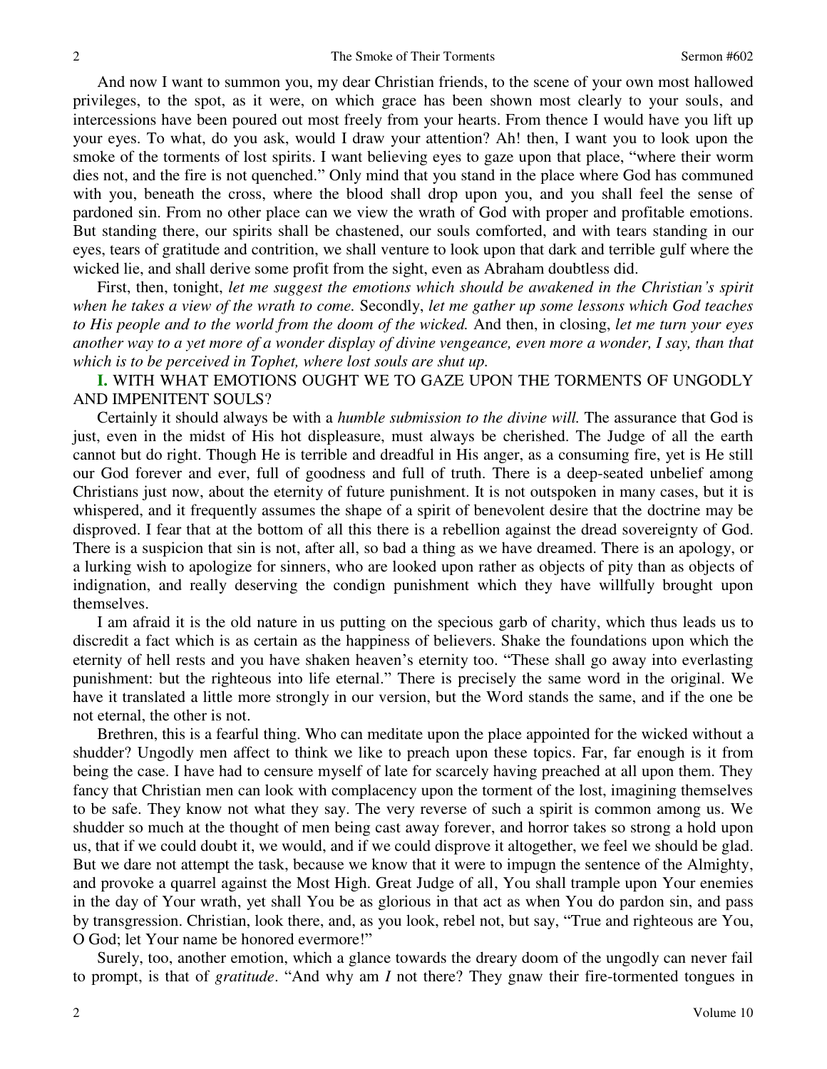And now I want to summon you, my dear Christian friends, to the scene of your own most hallowed privileges, to the spot, as it were, on which grace has been shown most clearly to your souls, and intercessions have been poured out most freely from your hearts. From thence I would have you lift up your eyes. To what, do you ask, would I draw your attention? Ah! then, I want you to look upon the smoke of the torments of lost spirits. I want believing eyes to gaze upon that place, "where their worm dies not, and the fire is not quenched." Only mind that you stand in the place where God has communed with you, beneath the cross, where the blood shall drop upon you, and you shall feel the sense of pardoned sin. From no other place can we view the wrath of God with proper and profitable emotions. But standing there, our spirits shall be chastened, our souls comforted, and with tears standing in our eyes, tears of gratitude and contrition, we shall venture to look upon that dark and terrible gulf where the wicked lie, and shall derive some profit from the sight, even as Abraham doubtless did.

First, then, tonight, *let me suggest the emotions which should be awakened in the Christian's spirit when he takes a view of the wrath to come.* Secondly, *let me gather up some lessons which God teaches to His people and to the world from the doom of the wicked.* And then, in closing, *let me turn your eyes another way to a yet more of a wonder display of divine vengeance, even more a wonder, I say, than that which is to be perceived in Tophet, where lost souls are shut up.*

**I.** WITH WHAT EMOTIONS OUGHT WE TO GAZE UPON THE TORMENTS OF UNGODLY AND IMPENITENT SOULS?

Certainly it should always be with a *humble submission to the divine will.* The assurance that God is just, even in the midst of His hot displeasure, must always be cherished. The Judge of all the earth cannot but do right. Though He is terrible and dreadful in His anger, as a consuming fire, yet is He still our God forever and ever, full of goodness and full of truth. There is a deep-seated unbelief among Christians just now, about the eternity of future punishment. It is not outspoken in many cases, but it is whispered, and it frequently assumes the shape of a spirit of benevolent desire that the doctrine may be disproved. I fear that at the bottom of all this there is a rebellion against the dread sovereignty of God. There is a suspicion that sin is not, after all, so bad a thing as we have dreamed. There is an apology, or a lurking wish to apologize for sinners, who are looked upon rather as objects of pity than as objects of indignation, and really deserving the condign punishment which they have willfully brought upon themselves.

I am afraid it is the old nature in us putting on the specious garb of charity, which thus leads us to discredit a fact which is as certain as the happiness of believers. Shake the foundations upon which the eternity of hell rests and you have shaken heaven's eternity too. "These shall go away into everlasting punishment: but the righteous into life eternal." There is precisely the same word in the original. We have it translated a little more strongly in our version, but the Word stands the same, and if the one be not eternal, the other is not.

Brethren, this is a fearful thing. Who can meditate upon the place appointed for the wicked without a shudder? Ungodly men affect to think we like to preach upon these topics. Far, far enough is it from being the case. I have had to censure myself of late for scarcely having preached at all upon them. They fancy that Christian men can look with complacency upon the torment of the lost, imagining themselves to be safe. They know not what they say. The very reverse of such a spirit is common among us. We shudder so much at the thought of men being cast away forever, and horror takes so strong a hold upon us, that if we could doubt it, we would, and if we could disprove it altogether, we feel we should be glad. But we dare not attempt the task, because we know that it were to impugn the sentence of the Almighty, and provoke a quarrel against the Most High. Great Judge of all, You shall trample upon Your enemies in the day of Your wrath, yet shall You be as glorious in that act as when You do pardon sin, and pass by transgression. Christian, look there, and, as you look, rebel not, but say, "True and righteous are You, O God; let Your name be honored evermore!"

Surely, too, another emotion, which a glance towards the dreary doom of the ungodly can never fail to prompt, is that of *gratitude*. "And why am *I* not there? They gnaw their fire-tormented tongues in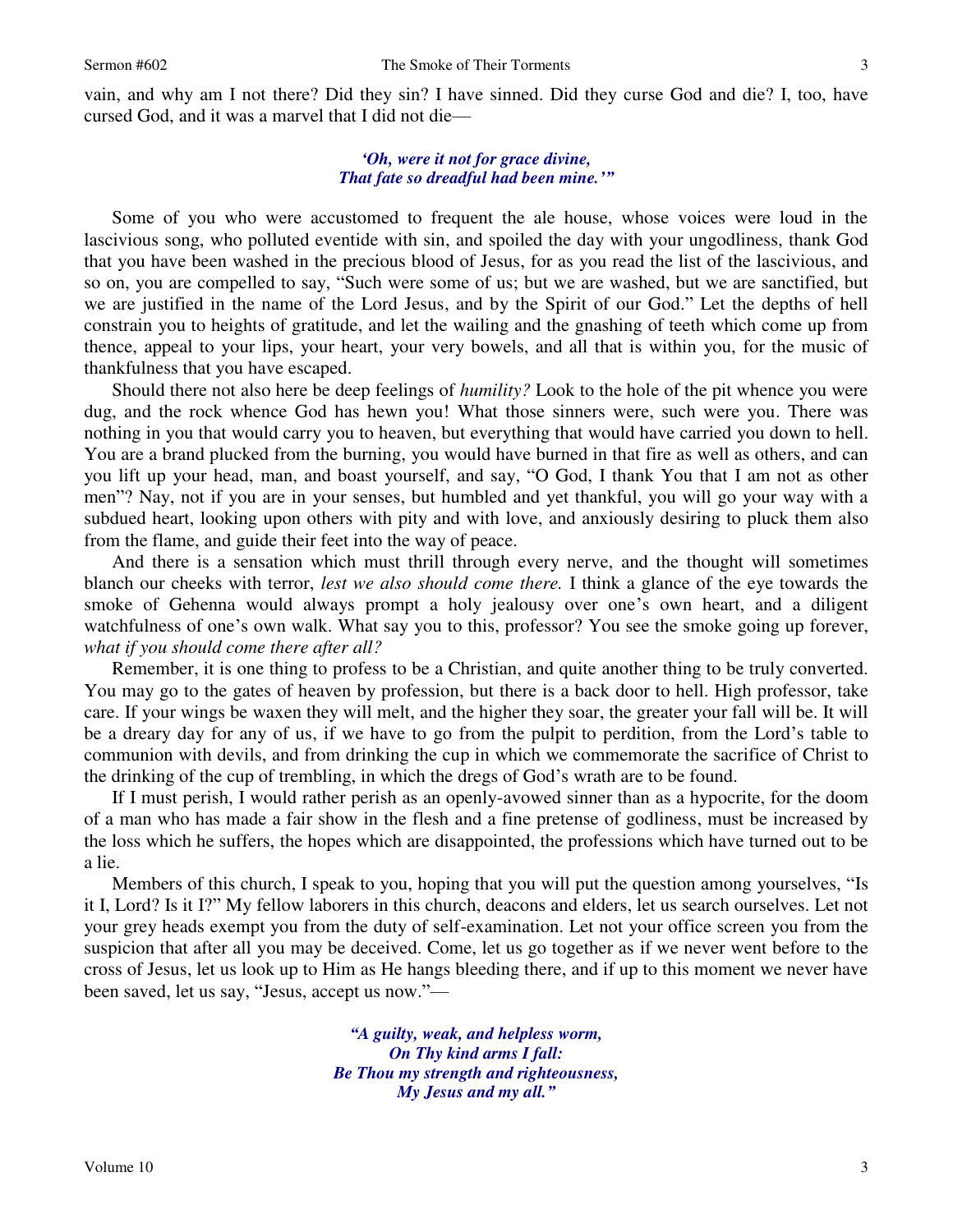vain, and why am I not there? Did they sin? I have sinned. Did they curse God and die? I, too, have cursed God, and it was a marvel that I did not die—

> ***'Oh, were it not for grace divine,***
> ***That fate so dreadful had been mine.'"***

Some of you who were accustomed to frequent the ale house, whose voices were loud in the lascivious song, who polluted eventide with sin, and spoiled the day with your ungodliness, thank God that you have been washed in the precious blood of Jesus, for as you read the list of the lascivious, and so on, you are compelled to say, "Such were some of us; but we are washed, but we are sanctified, but we are justified in the name of the Lord Jesus, and by the Spirit of our God." Let the depths of hell constrain you to heights of gratitude, and let the wailing and the gnashing of teeth which come up from thence, appeal to your lips, your heart, your very bowels, and all that is within you, for the music of thankfulness that you have escaped.

Should there not also here be deep feelings of *humility?* Look to the hole of the pit whence you were dug, and the rock whence God has hewn you! What those sinners were, such were you. There was nothing in you that would carry you to heaven, but everything that would have carried you down to hell. You are a brand plucked from the burning, you would have burned in that fire as well as others, and can you lift up your head, man, and boast yourself, and say, "O God, I thank You that I am not as other men"? Nay, not if you are in your senses, but humbled and yet thankful, you will go your way with a subdued heart, looking upon others with pity and with love, and anxiously desiring to pluck them also from the flame, and guide their feet into the way of peace.

And there is a sensation which must thrill through every nerve, and the thought will sometimes blanch our cheeks with terror, *lest we also should come there.* I think a glance of the eye towards the smoke of Gehenna would always prompt a holy jealousy over one's own heart, and a diligent watchfulness of one's own walk. What say you to this, professor? You see the smoke going up forever, *what if you should come there after all?*

Remember, it is one thing to profess to be a Christian, and quite another thing to be truly converted. You may go to the gates of heaven by profession, but there is a back door to hell. High professor, take care. If your wings be waxen they will melt, and the higher they soar, the greater your fall will be. It will be a dreary day for any of us, if we have to go from the pulpit to perdition, from the Lord's table to communion with devils, and from drinking the cup in which we commemorate the sacrifice of Christ to the drinking of the cup of trembling, in which the dregs of God's wrath are to be found.

If I must perish, I would rather perish as an openly-avowed sinner than as a hypocrite, for the doom of a man who has made a fair show in the flesh and a fine pretense of godliness, must be increased by the loss which he suffers, the hopes which are disappointed, the professions which have turned out to be a lie.

Members of this church, I speak to you, hoping that you will put the question among yourselves, "Is it I, Lord? Is it I?" My fellow laborers in this church, deacons and elders, let us search ourselves. Let not your grey heads exempt you from the duty of self-examination. Let not your office screen you from the suspicion that after all you may be deceived. Come, let us go together as if we never went before to the cross of Jesus, let us look up to Him as He hangs bleeding there, and if up to this moment we never have been saved, let us say, "Jesus, accept us now."—

> ***"A guilty, weak, and helpless worm,***
> ***On Thy kind arms I fall:***
> ***Be Thou my strength and righteousness,***
> ***My Jesus and my all."***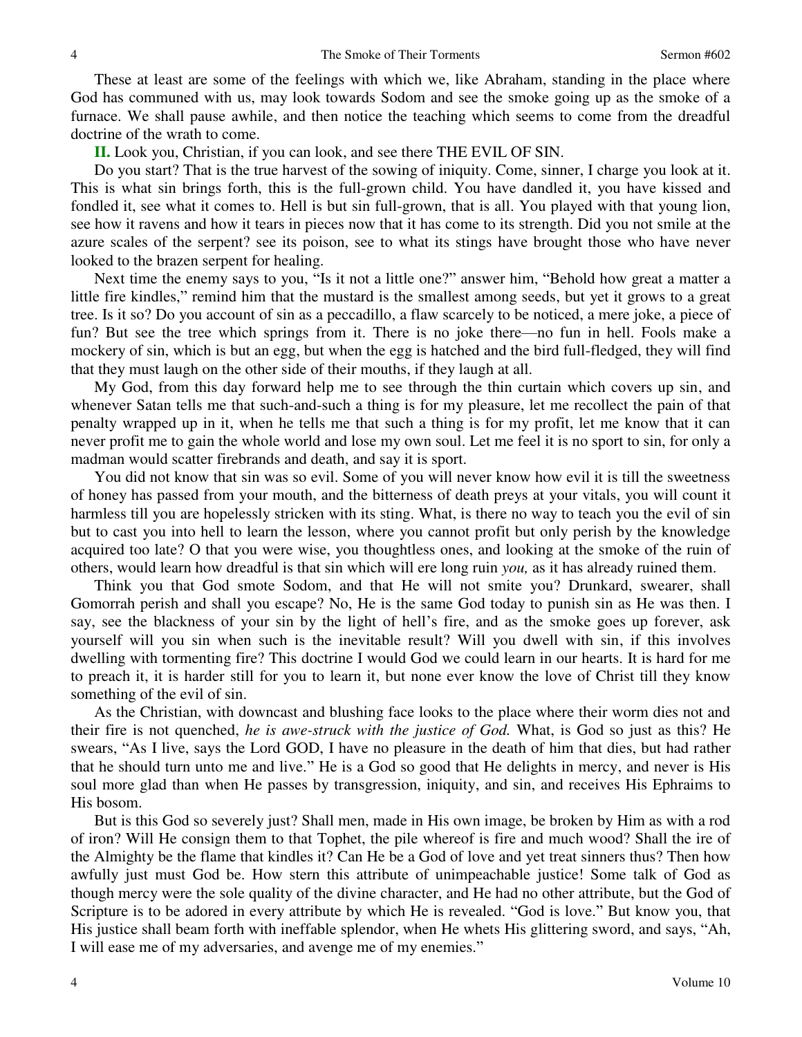These at least are some of the feelings with which we, like Abraham, standing in the place where God has communed with us, may look towards Sodom and see the smoke going up as the smoke of a furnace. We shall pause awhile, and then notice the teaching which seems to come from the dreadful doctrine of the wrath to come.

**II.** Look you, Christian, if you can look, and see there THE EVIL OF SIN.

Do you start? That is the true harvest of the sowing of iniquity. Come, sinner, I charge you look at it. This is what sin brings forth, this is the full-grown child. You have dandled it, you have kissed and fondled it, see what it comes to. Hell is but sin full-grown, that is all. You played with that young lion, see how it ravens and how it tears in pieces now that it has come to its strength. Did you not smile at the azure scales of the serpent? see its poison, see to what its stings have brought those who have never looked to the brazen serpent for healing.

Next time the enemy says to you, "Is it not a little one?" answer him, "Behold how great a matter a little fire kindles," remind him that the mustard is the smallest among seeds, but yet it grows to a great tree. Is it so? Do you account of sin as a peccadillo, a flaw scarcely to be noticed, a mere joke, a piece of fun? But see the tree which springs from it. There is no joke there—no fun in hell. Fools make a mockery of sin, which is but an egg, but when the egg is hatched and the bird full-fledged, they will find that they must laugh on the other side of their mouths, if they laugh at all.

My God, from this day forward help me to see through the thin curtain which covers up sin, and whenever Satan tells me that such-and-such a thing is for my pleasure, let me recollect the pain of that penalty wrapped up in it, when he tells me that such a thing is for my profit, let me know that it can never profit me to gain the whole world and lose my own soul. Let me feel it is no sport to sin, for only a madman would scatter firebrands and death, and say it is sport.

You did not know that sin was so evil. Some of you will never know how evil it is till the sweetness of honey has passed from your mouth, and the bitterness of death preys at your vitals, you will count it harmless till you are hopelessly stricken with its sting. What, is there no way to teach you the evil of sin but to cast you into hell to learn the lesson, where you cannot profit but only perish by the knowledge acquired too late? O that you were wise, you thoughtless ones, and looking at the smoke of the ruin of others, would learn how dreadful is that sin which will ere long ruin *you,* as it has already ruined them.

Think you that God smote Sodom, and that He will not smite you? Drunkard, swearer, shall Gomorrah perish and shall you escape? No, He is the same God today to punish sin as He was then. I say, see the blackness of your sin by the light of hell's fire, and as the smoke goes up forever, ask yourself will you sin when such is the inevitable result? Will you dwell with sin, if this involves dwelling with tormenting fire? This doctrine I would God we could learn in our hearts. It is hard for me to preach it, it is harder still for you to learn it, but none ever know the love of Christ till they know something of the evil of sin.

As the Christian, with downcast and blushing face looks to the place where their worm dies not and their fire is not quenched, *he is awe-struck with the justice of God.* What, is God so just as this? He swears, "As I live, says the Lord GOD, I have no pleasure in the death of him that dies, but had rather that he should turn unto me and live." He is a God so good that He delights in mercy, and never is His soul more glad than when He passes by transgression, iniquity, and sin, and receives His Ephraims to His bosom.

But is this God so severely just? Shall men, made in His own image, be broken by Him as with a rod of iron? Will He consign them to that Tophet, the pile whereof is fire and much wood? Shall the ire of the Almighty be the flame that kindles it? Can He be a God of love and yet treat sinners thus? Then how awfully just must God be. How stern this attribute of unimpeachable justice! Some talk of God as though mercy were the sole quality of the divine character, and He had no other attribute, but the God of Scripture is to be adored in every attribute by which He is revealed. "God is love." But know you, that His justice shall beam forth with ineffable splendor, when He whets His glittering sword, and says, "Ah, I will ease me of my adversaries, and avenge me of my enemies."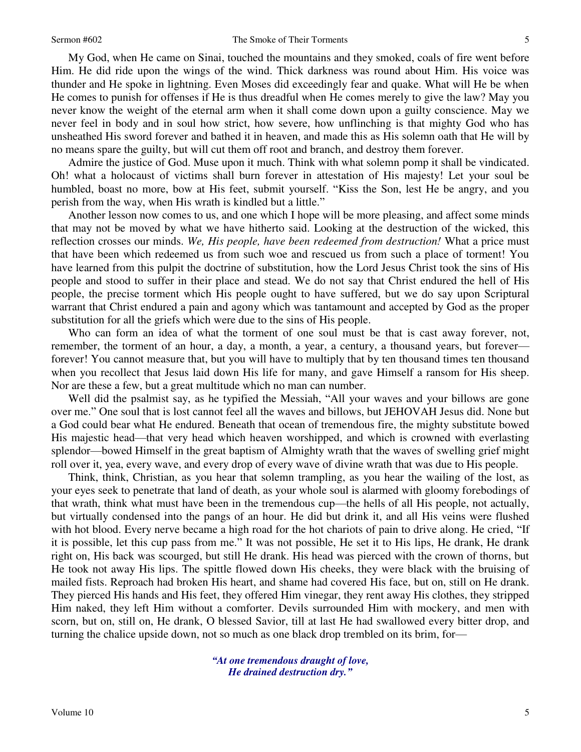My God, when He came on Sinai, touched the mountains and they smoked, coals of fire went before Him. He did ride upon the wings of the wind. Thick darkness was round about Him. His voice was thunder and He spoke in lightning. Even Moses did exceedingly fear and quake. What will He be when He comes to punish for offenses if He is thus dreadful when He comes merely to give the law? May you never know the weight of the eternal arm when it shall come down upon a guilty conscience. May we never feel in body and in soul how strict, how severe, how unflinching is that mighty God who has unsheathed His sword forever and bathed it in heaven, and made this as His solemn oath that He will by no means spare the guilty, but will cut them off root and branch, and destroy them forever.

Admire the justice of God. Muse upon it much. Think with what solemn pomp it shall be vindicated. Oh! what a holocaust of victims shall burn forever in attestation of His majesty! Let your soul be humbled, boast no more, bow at His feet, submit yourself. "Kiss the Son, lest He be angry, and you perish from the way, when His wrath is kindled but a little."

Another lesson now comes to us, and one which I hope will be more pleasing, and affect some minds that may not be moved by what we have hitherto said. Looking at the destruction of the wicked, this reflection crosses our minds. *We, His people, have been redeemed from destruction!* What a price must that have been which redeemed us from such woe and rescued us from such a place of torment! You have learned from this pulpit the doctrine of substitution, how the Lord Jesus Christ took the sins of His people and stood to suffer in their place and stead. We do not say that Christ endured the hell of His people, the precise torment which His people ought to have suffered, but we do say upon Scriptural warrant that Christ endured a pain and agony which was tantamount and accepted by God as the proper substitution for all the griefs which were due to the sins of His people.

Who can form an idea of what the torment of one soul must be that is cast away forever, not, remember, the torment of an hour, a day, a month, a year, a century, a thousand years, but forever—forever! You cannot measure that, but you will have to multiply that by ten thousand times ten thousand when you recollect that Jesus laid down His life for many, and gave Himself a ransom for His sheep. Nor are these a few, but a great multitude which no man can number.

Well did the psalmist say, as he typified the Messiah, "All your waves and your billows are gone over me." One soul that is lost cannot feel all the waves and billows, but JEHOVAH Jesus did. None but a God could bear what He endured. Beneath that ocean of tremendous fire, the mighty substitute bowed His majestic head—that very head which heaven worshipped, and which is crowned with everlasting splendor—bowed Himself in the great baptism of Almighty wrath that the waves of swelling grief might roll over it, yea, every wave, and every drop of every wave of divine wrath that was due to His people.

Think, think, Christian, as you hear that solemn trampling, as you hear the wailing of the lost, as your eyes seek to penetrate that land of death, as your whole soul is alarmed with gloomy forebodings of that wrath, think what must have been in the tremendous cup—the hells of all His people, not actually, but virtually condensed into the pangs of an hour. He did but drink it, and all His veins were flushed with hot blood. Every nerve became a high road for the hot chariots of pain to drive along. He cried, "If it is possible, let this cup pass from me." It was not possible, He set it to His lips, He drank, He drank right on, His back was scourged, but still He drank. His head was pierced with the crown of thorns, but He took not away His lips. The spittle flowed down His cheeks, they were black with the bruising of mailed fists. Reproach had broken His heart, and shame had covered His face, but on, still on He drank. They pierced His hands and His feet, they offered Him vinegar, they rent away His clothes, they stripped Him naked, they left Him without a comforter. Devils surrounded Him with mockery, and men with scorn, but on, still on, He drank, O blessed Savior, till at last He had swallowed every bitter drop, and turning the chalice upside down, not so much as one black drop trembled on its brim, for—

> ***"At one tremendous draught of love,***
> ***He drained destruction dry."***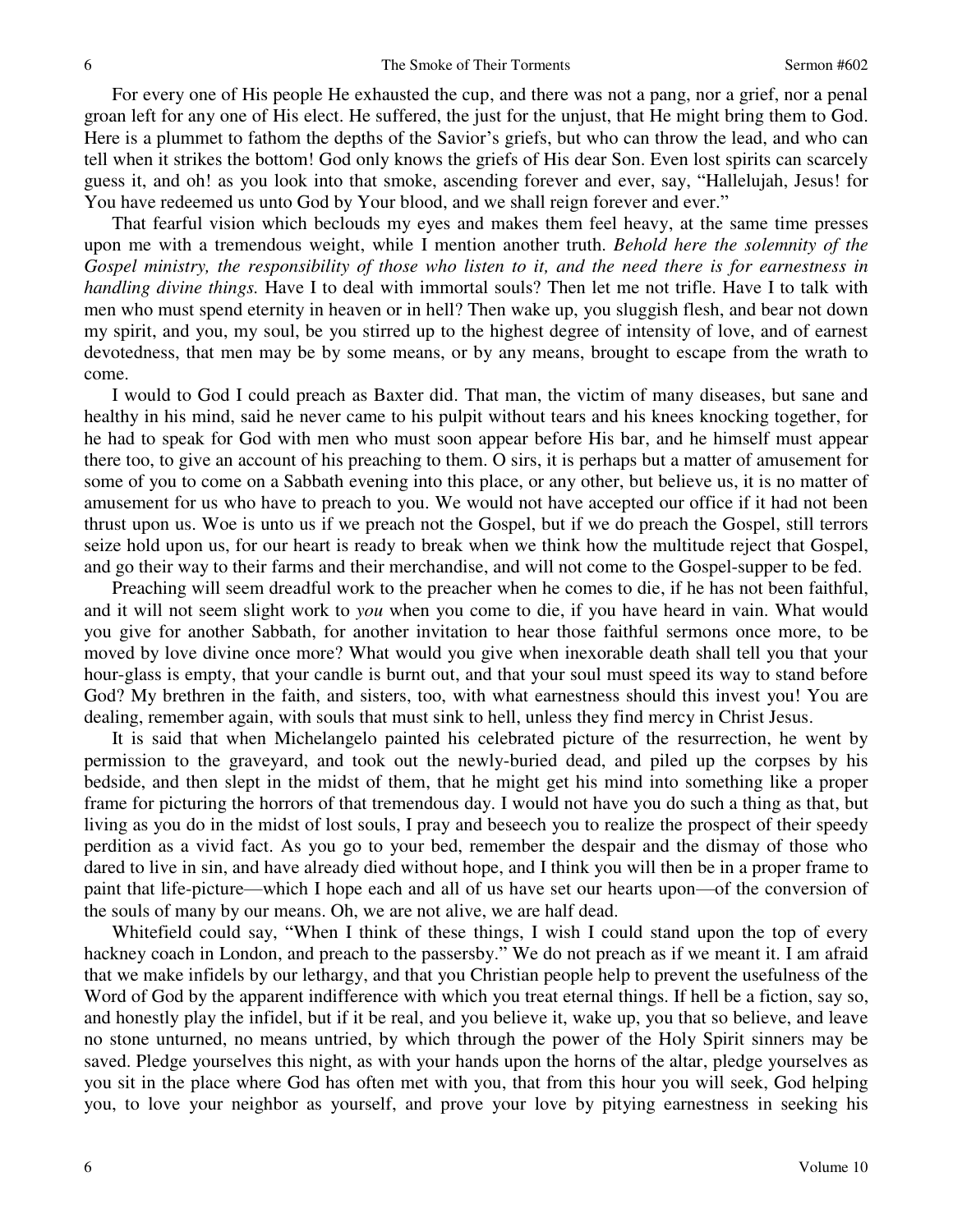For every one of His people He exhausted the cup, and there was not a pang, nor a grief, nor a penal groan left for any one of His elect. He suffered, the just for the unjust, that He might bring them to God. Here is a plummet to fathom the depths of the Savior's griefs, but who can throw the lead, and who can tell when it strikes the bottom! God only knows the griefs of His dear Son. Even lost spirits can scarcely guess it, and oh! as you look into that smoke, ascending forever and ever, say, "Hallelujah, Jesus! for You have redeemed us unto God by Your blood, and we shall reign forever and ever."

That fearful vision which beclouds my eyes and makes them feel heavy, at the same time presses upon me with a tremendous weight, while I mention another truth. *Behold here the solemnity of the Gospel ministry, the responsibility of those who listen to it, and the need there is for earnestness in handling divine things.* Have I to deal with immortal souls? Then let me not trifle. Have I to talk with men who must spend eternity in heaven or in hell? Then wake up, you sluggish flesh, and bear not down my spirit, and you, my soul, be you stirred up to the highest degree of intensity of love, and of earnest devotedness, that men may be by some means, or by any means, brought to escape from the wrath to come.

I would to God I could preach as Baxter did. That man, the victim of many diseases, but sane and healthy in his mind, said he never came to his pulpit without tears and his knees knocking together, for he had to speak for God with men who must soon appear before His bar, and he himself must appear there too, to give an account of his preaching to them. O sirs, it is perhaps but a matter of amusement for some of you to come on a Sabbath evening into this place, or any other, but believe us, it is no matter of amusement for us who have to preach to you. We would not have accepted our office if it had not been thrust upon us. Woe is unto us if we preach not the Gospel, but if we do preach the Gospel, still terrors seize hold upon us, for our heart is ready to break when we think how the multitude reject that Gospel, and go their way to their farms and their merchandise, and will not come to the Gospel-supper to be fed.

Preaching will seem dreadful work to the preacher when he comes to die, if he has not been faithful, and it will not seem slight work to *you* when you come to die, if you have heard in vain. What would you give for another Sabbath, for another invitation to hear those faithful sermons once more, to be moved by love divine once more? What would you give when inexorable death shall tell you that your hour-glass is empty, that your candle is burnt out, and that your soul must speed its way to stand before God? My brethren in the faith, and sisters, too, with what earnestness should this invest you! You are dealing, remember again, with souls that must sink to hell, unless they find mercy in Christ Jesus.

It is said that when Michelangelo painted his celebrated picture of the resurrection, he went by permission to the graveyard, and took out the newly-buried dead, and piled up the corpses by his bedside, and then slept in the midst of them, that he might get his mind into something like a proper frame for picturing the horrors of that tremendous day. I would not have you do such a thing as that, but living as you do in the midst of lost souls, I pray and beseech you to realize the prospect of their speedy perdition as a vivid fact. As you go to your bed, remember the despair and the dismay of those who dared to live in sin, and have already died without hope, and I think you will then be in a proper frame to paint that life-picture—which I hope each and all of us have set our hearts upon—of the conversion of the souls of many by our means. Oh, we are not alive, we are half dead.

Whitefield could say, "When I think of these things, I wish I could stand upon the top of every hackney coach in London, and preach to the passersby." We do not preach as if we meant it. I am afraid that we make infidels by our lethargy, and that you Christian people help to prevent the usefulness of the Word of God by the apparent indifference with which you treat eternal things. If hell be a fiction, say so, and honestly play the infidel, but if it be real, and you believe it, wake up, you that so believe, and leave no stone unturned, no means untried, by which through the power of the Holy Spirit sinners may be saved. Pledge yourselves this night, as with your hands upon the horns of the altar, pledge yourselves as you sit in the place where God has often met with you, that from this hour you will seek, God helping you, to love your neighbor as yourself, and prove your love by pitying earnestness in seeking his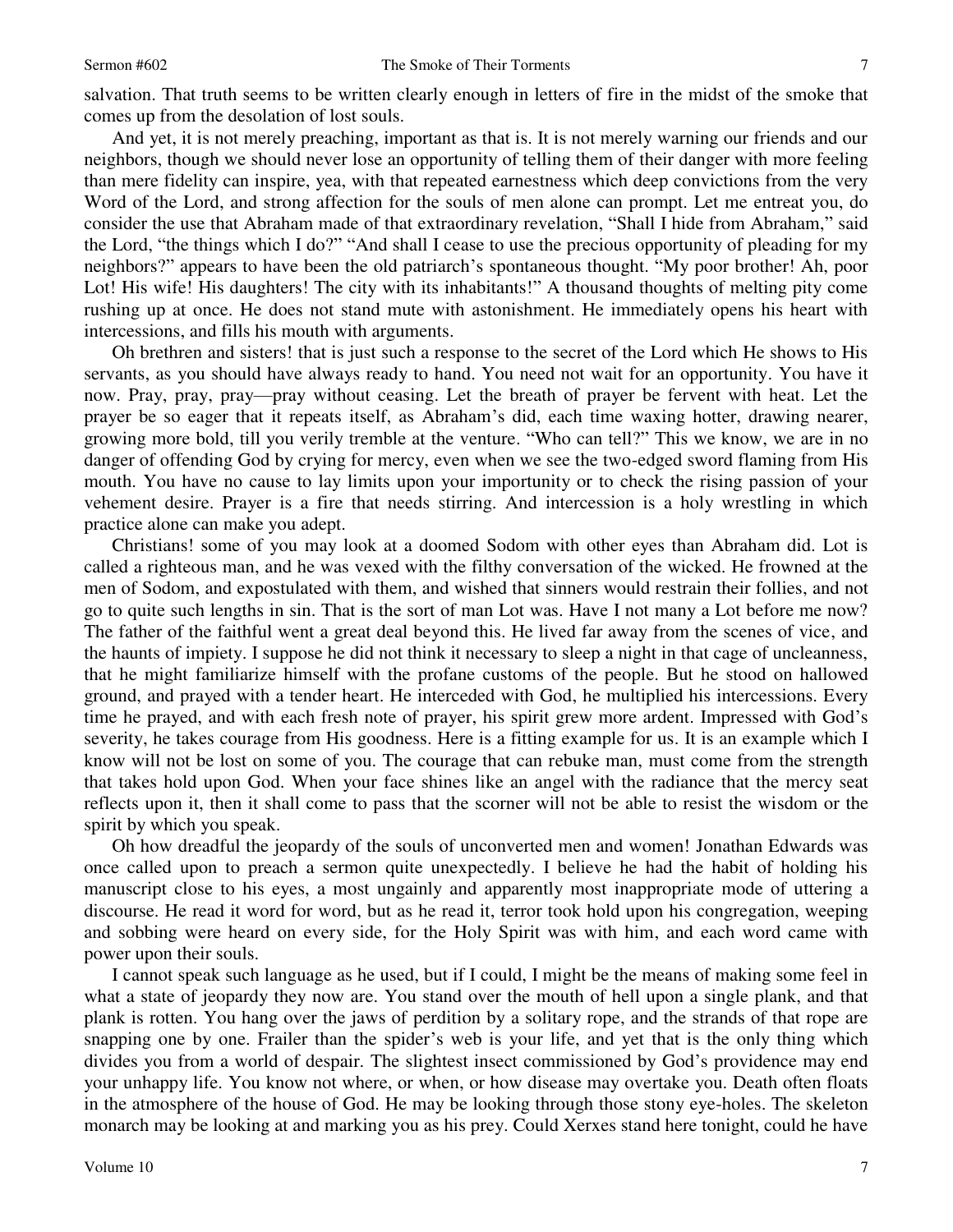salvation. That truth seems to be written clearly enough in letters of fire in the midst of the smoke that comes up from the desolation of lost souls.

And yet, it is not merely preaching, important as that is. It is not merely warning our friends and our neighbors, though we should never lose an opportunity of telling them of their danger with more feeling than mere fidelity can inspire, yea, with that repeated earnestness which deep convictions from the very Word of the Lord, and strong affection for the souls of men alone can prompt. Let me entreat you, do consider the use that Abraham made of that extraordinary revelation, "Shall I hide from Abraham," said the Lord, "the things which I do?" "And shall I cease to use the precious opportunity of pleading for my neighbors?" appears to have been the old patriarch's spontaneous thought. "My poor brother! Ah, poor Lot! His wife! His daughters! The city with its inhabitants!" A thousand thoughts of melting pity come rushing up at once. He does not stand mute with astonishment. He immediately opens his heart with intercessions, and fills his mouth with arguments.

Oh brethren and sisters! that is just such a response to the secret of the Lord which He shows to His servants, as you should have always ready to hand. You need not wait for an opportunity. You have it now. Pray, pray, pray—pray without ceasing. Let the breath of prayer be fervent with heat. Let the prayer be so eager that it repeats itself, as Abraham's did, each time waxing hotter, drawing nearer, growing more bold, till you verily tremble at the venture. "Who can tell?" This we know, we are in no danger of offending God by crying for mercy, even when we see the two-edged sword flaming from His mouth. You have no cause to lay limits upon your importunity or to check the rising passion of your vehement desire. Prayer is a fire that needs stirring. And intercession is a holy wrestling in which practice alone can make you adept.

Christians! some of you may look at a doomed Sodom with other eyes than Abraham did. Lot is called a righteous man, and he was vexed with the filthy conversation of the wicked. He frowned at the men of Sodom, and expostulated with them, and wished that sinners would restrain their follies, and not go to quite such lengths in sin. That is the sort of man Lot was. Have I not many a Lot before me now? The father of the faithful went a great deal beyond this. He lived far away from the scenes of vice, and the haunts of impiety. I suppose he did not think it necessary to sleep a night in that cage of uncleanness, that he might familiarize himself with the profane customs of the people. But he stood on hallowed ground, and prayed with a tender heart. He interceded with God, he multiplied his intercessions. Every time he prayed, and with each fresh note of prayer, his spirit grew more ardent. Impressed with God's severity, he takes courage from His goodness. Here is a fitting example for us. It is an example which I know will not be lost on some of you. The courage that can rebuke man, must come from the strength that takes hold upon God. When your face shines like an angel with the radiance that the mercy seat reflects upon it, then it shall come to pass that the scorner will not be able to resist the wisdom or the spirit by which you speak.

Oh how dreadful the jeopardy of the souls of unconverted men and women! Jonathan Edwards was once called upon to preach a sermon quite unexpectedly. I believe he had the habit of holding his manuscript close to his eyes, a most ungainly and apparently most inappropriate mode of uttering a discourse. He read it word for word, but as he read it, terror took hold upon his congregation, weeping and sobbing were heard on every side, for the Holy Spirit was with him, and each word came with power upon their souls.

I cannot speak such language as he used, but if I could, I might be the means of making some feel in what a state of jeopardy they now are. You stand over the mouth of hell upon a single plank, and that plank is rotten. You hang over the jaws of perdition by a solitary rope, and the strands of that rope are snapping one by one. Frailer than the spider's web is your life, and yet that is the only thing which divides you from a world of despair. The slightest insect commissioned by God's providence may end your unhappy life. You know not where, or when, or how disease may overtake you. Death often floats in the atmosphere of the house of God. He may be looking through those stony eye-holes. The skeleton monarch may be looking at and marking you as his prey. Could Xerxes stand here tonight, could he have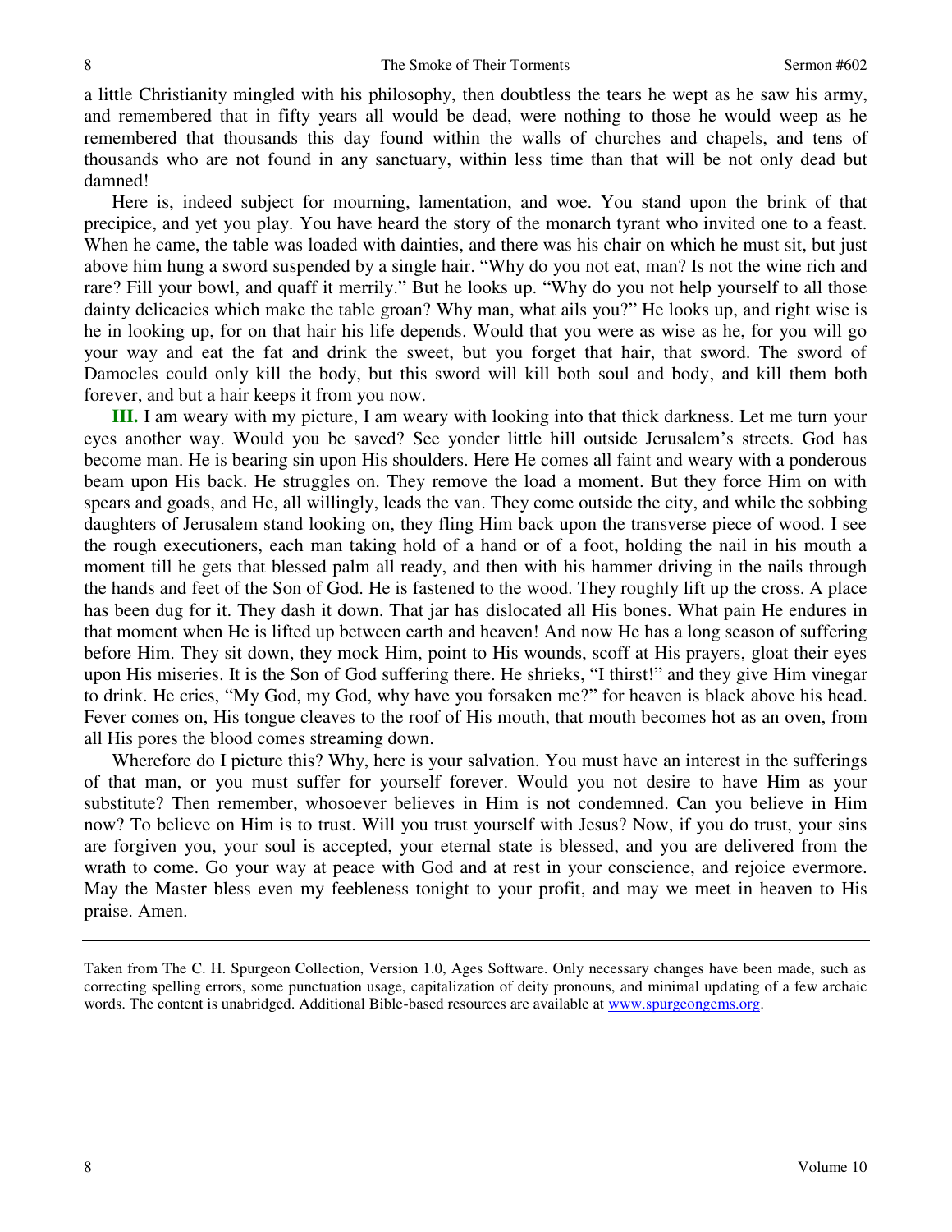a little Christianity mingled with his philosophy, then doubtless the tears he wept as he saw his army, and remembered that in fifty years all would be dead, were nothing to those he would weep as he remembered that thousands this day found within the walls of churches and chapels, and tens of thousands who are not found in any sanctuary, within less time than that will be not only dead but damned!

Here is, indeed subject for mourning, lamentation, and woe. You stand upon the brink of that precipice, and yet you play. You have heard the story of the monarch tyrant who invited one to a feast. When he came, the table was loaded with dainties, and there was his chair on which he must sit, but just above him hung a sword suspended by a single hair. "Why do you not eat, man? Is not the wine rich and rare? Fill your bowl, and quaff it merrily." But he looks up. "Why do you not help yourself to all those dainty delicacies which make the table groan? Why man, what ails you?" He looks up, and right wise is he in looking up, for on that hair his life depends. Would that you were as wise as he, for you will go your way and eat the fat and drink the sweet, but you forget that hair, that sword. The sword of Damocles could only kill the body, but this sword will kill both soul and body, and kill them both forever, and but a hair keeps it from you now.

**III.** I am weary with my picture, I am weary with looking into that thick darkness. Let me turn your eyes another way. Would you be saved? See yonder little hill outside Jerusalem's streets. God has become man. He is bearing sin upon His shoulders. Here He comes all faint and weary with a ponderous beam upon His back. He struggles on. They remove the load a moment. But they force Him on with spears and goads, and He, all willingly, leads the van. They come outside the city, and while the sobbing daughters of Jerusalem stand looking on, they fling Him back upon the transverse piece of wood. I see the rough executioners, each man taking hold of a hand or of a foot, holding the nail in his mouth a moment till he gets that blessed palm all ready, and then with his hammer driving in the nails through the hands and feet of the Son of God. He is fastened to the wood. They roughly lift up the cross. A place has been dug for it. They dash it down. That jar has dislocated all His bones. What pain He endures in that moment when He is lifted up between earth and heaven! And now He has a long season of suffering before Him. They sit down, they mock Him, point to His wounds, scoff at His prayers, gloat their eyes upon His miseries. It is the Son of God suffering there. He shrieks, "I thirst!" and they give Him vinegar to drink. He cries, "My God, my God, why have you forsaken me?" for heaven is black above his head. Fever comes on, His tongue cleaves to the roof of His mouth, that mouth becomes hot as an oven, from all His pores the blood comes streaming down.

Wherefore do I picture this? Why, here is your salvation. You must have an interest in the sufferings of that man, or you must suffer for yourself forever. Would you not desire to have Him as your substitute? Then remember, whosoever believes in Him is not condemned. Can you believe in Him now? To believe on Him is to trust. Will you trust yourself with Jesus? Now, if you do trust, your sins are forgiven you, your soul is accepted, your eternal state is blessed, and you are delivered from the wrath to come. Go your way at peace with God and at rest in your conscience, and rejoice evermore. May the Master bless even my feebleness tonight to your profit, and may we meet in heaven to His praise. Amen.

---

Taken from The C. H. Spurgeon Collection, Version 1.0, Ages Software. Only necessary changes have been made, such as correcting spelling errors, some punctuation usage, capitalization of deity pronouns, and minimal updating of a few archaic words. The content is unabridged. Additional Bible-based resources are available at www.spurgeongems.org.